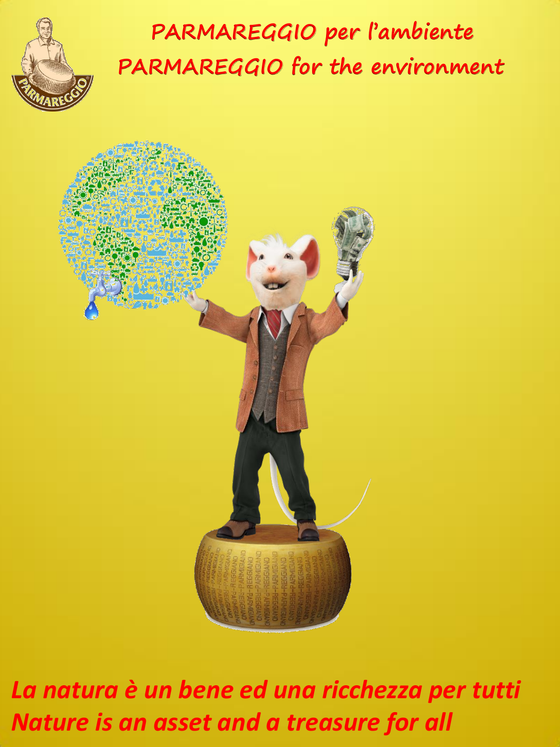# PARMAREGGIO per l'ambiente
# PARMAREGGIO for the environment

***La natura è un bene ed una ricchezza per tutti***
***Nature is an asset and a treasure for all***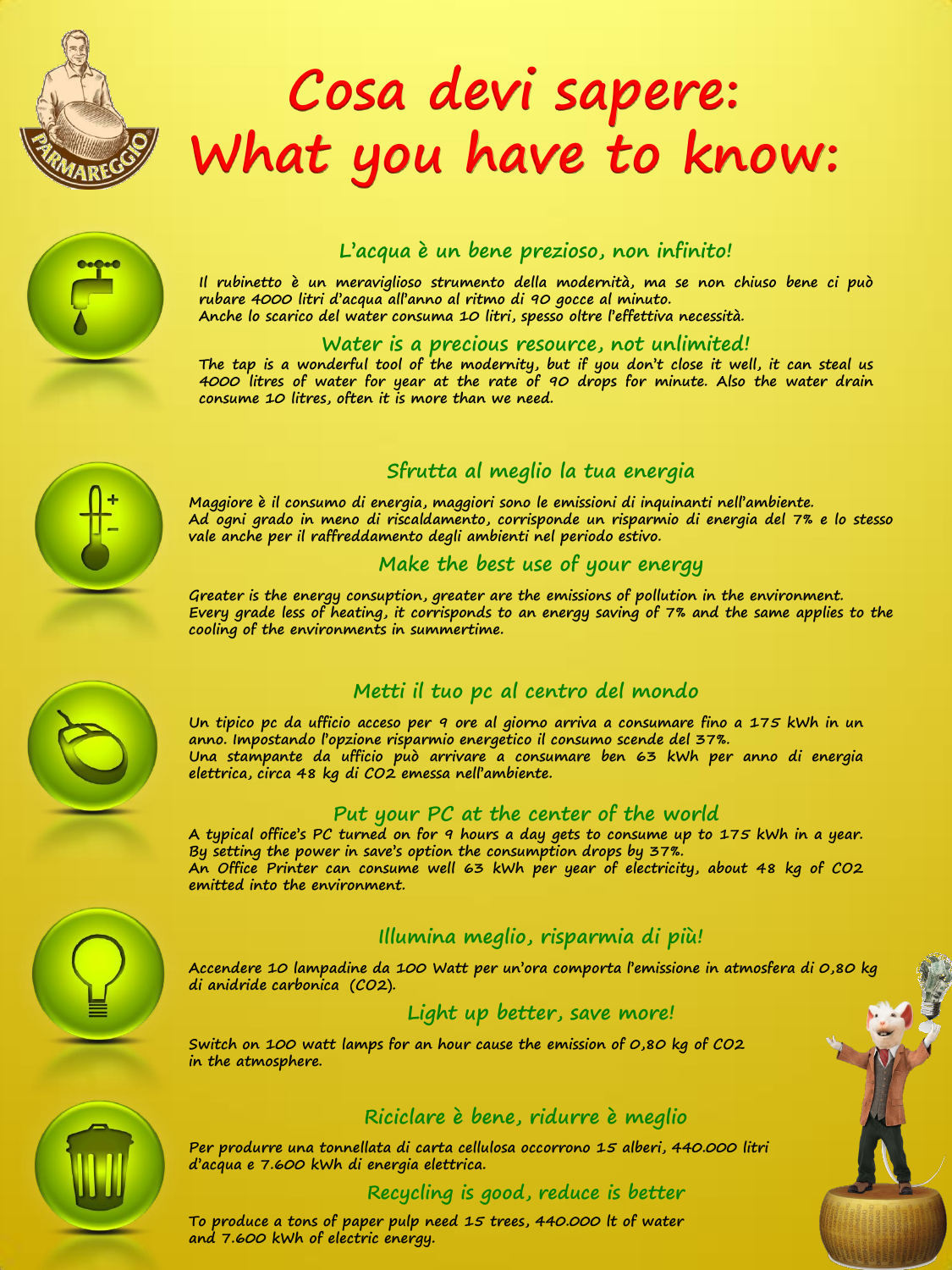# Cosa devi sapere:
# What you have to know:

## L'acqua è un bene prezioso, non infinito!

Il rubinetto è un meraviglioso strumento della modernità, ma se non chiuso bene ci può rubare 4000 litri d'acqua all'anno al ritmo di 90 gocce al minuto.
Anche lo scarico del water consuma 10 litri, spesso oltre l'effettiva necessità.

## Water is a precious resource, not unlimited!

The tap is a wonderful tool of the modernity, but if you don't close it well, it can steal us 4000 litres of water for year at the rate of 90 drops for minute. Also the water drain consume 10 litres, often it is more than we need.

## Sfrutta al meglio la tua energia

Maggiore è il consumo di energia, maggiori sono le emissioni di inquinanti nell'ambiente.
Ad ogni grado in meno di riscaldamento, corrisponde un risparmio di energia del 7% e lo stesso vale anche per il raffreddamento degli ambienti nel periodo estivo.

## Make the best use of your energy

Greater is the energy consuption, greater are the emissions of pollution in the environment.
Every grade less of heating, it corrisponds to an energy saving of 7% and the same applies to the cooling of the environments in summertime.

## Metti il tuo pc al centro del mondo

Un tipico pc da ufficio acceso per 9 ore al giorno arriva a consumare fino a 175 kWh in un anno. Impostando l'opzione risparmio energetico il consumo scende del 37%.
Una stampante da ufficio può arrivare a consumare ben 63 kWh per anno di energia elettrica, circa 48 kg di $CO_2$ emessa nell'ambiente.

## Put your PC at the center of the world

A typical office's PC turned on for 9 hours a day gets to consume up to 175 kWh in a year.
By setting the power in save's option the consumption drops by 37%.
An Office Printer can consume well 63 kWh per year of electricity, about 48 kg of $CO_2$ emitted into the environment.

## Illumina meglio, risparmia di più!

Accendere 10 lampadine da 100 Watt per un'ora comporta l'emissione in atmosfera di 0,80 kg di anidride carbonica ($CO_2$).

## Light up better, save more!

Switch on 100 watt lamps for an hour cause the emission of 0,80 kg of $CO_2$ in the atmosphere.

## Riciclare è bene, ridurre è meglio

Per produrre una tonnellata di carta cellulosa occorrono 15 alberi, 440.000 litri d'acqua e 7.600 kWh di energia elettrica.

## Recycling is good, reduce is better

To produce a tons of paper pulp need 15 trees, 440.000 lt of water and 7.600 kWh of electric energy.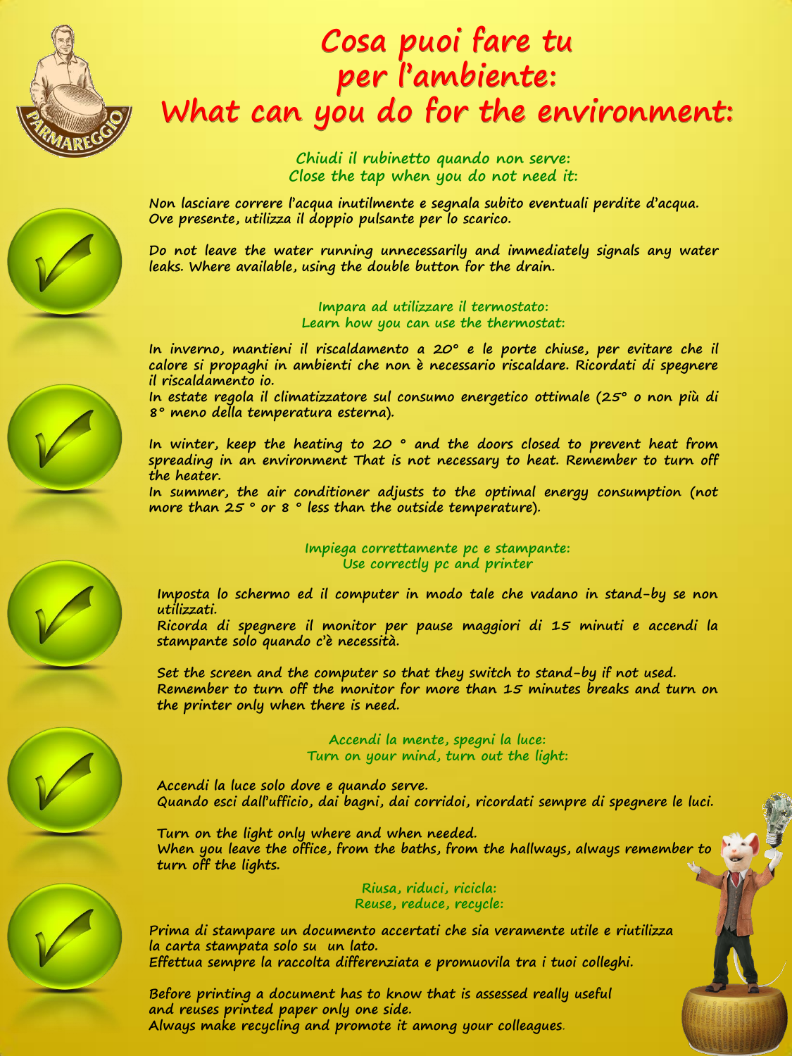# Cosa puoi fare tu per l'ambiente:
# What can you do for the environment:

### Chiudi il rubinetto quando non serve:
### Close the tap when you do not need it:

Non lasciare correre l'acqua inutilmente e segnala subito eventuali perdite d'acqua. Ove presente, utilizza il doppio pulsante per lo scarico.

Do not leave the water running unnecessarily and immediately signals any water leaks. Where available, using the double button for the drain.

### Impara ad utilizzare il termostato:
### Learn how you can use the thermostat:

In inverno, mantieni il riscaldamento a 20° e le porte chiuse, per evitare che il calore si propaghi in ambienti che non è necessario riscaldare. Ricordati di spegnere il riscaldamento io.
In estate regola il climatizzatore sul consumo energetico ottimale (25° o non più di 8° meno della temperatura esterna).

In winter, keep the heating to 20 ° and the doors closed to prevent heat from spreading in an environment That is not necessary to heat. Remember to turn off the heater.
In summer, the air conditioner adjusts to the optimal energy consumption (not more than 25 ° or 8 ° less than the outside temperature).

### Impiega correttamente pc e stampante:
### Use correctly pc and printer

Imposta lo schermo ed il computer in modo tale che vadano in stand-by se non utilizzati.
Ricorda di spegnere il monitor per pause maggiori di 15 minuti e accendi la stampante solo quando c'è necessità.

Set the screen and the computer so that they switch to stand-by if not used.
Remember to turn off the monitor for more than 15 minutes breaks and turn on the printer only when there is need.

### Accendi la mente, spegni la luce:
### Turn on your mind, turn out the light:

Accendi la luce solo dove e quando serve.
Quando esci dall'ufficio, dai bagni, dai corridoi, ricordati sempre di spegnere le luci.

Turn on the light only where and when needed.
When you leave the office, from the baths, from the hallways, always remember to turn off the lights.

### Riusa, riduci, ricicla:
### Reuse, reduce, recycle:

Prima di stampare un documento accertati che sia veramente utile e riutilizza la carta stampata solo su un lato.
Effettua sempre la raccolta differenziata e promuovila tra i tuoi colleghi.

Before printing a document has to know that is assessed really useful and reuses printed paper only one side.
Always make recycling and promote it among your colleagues.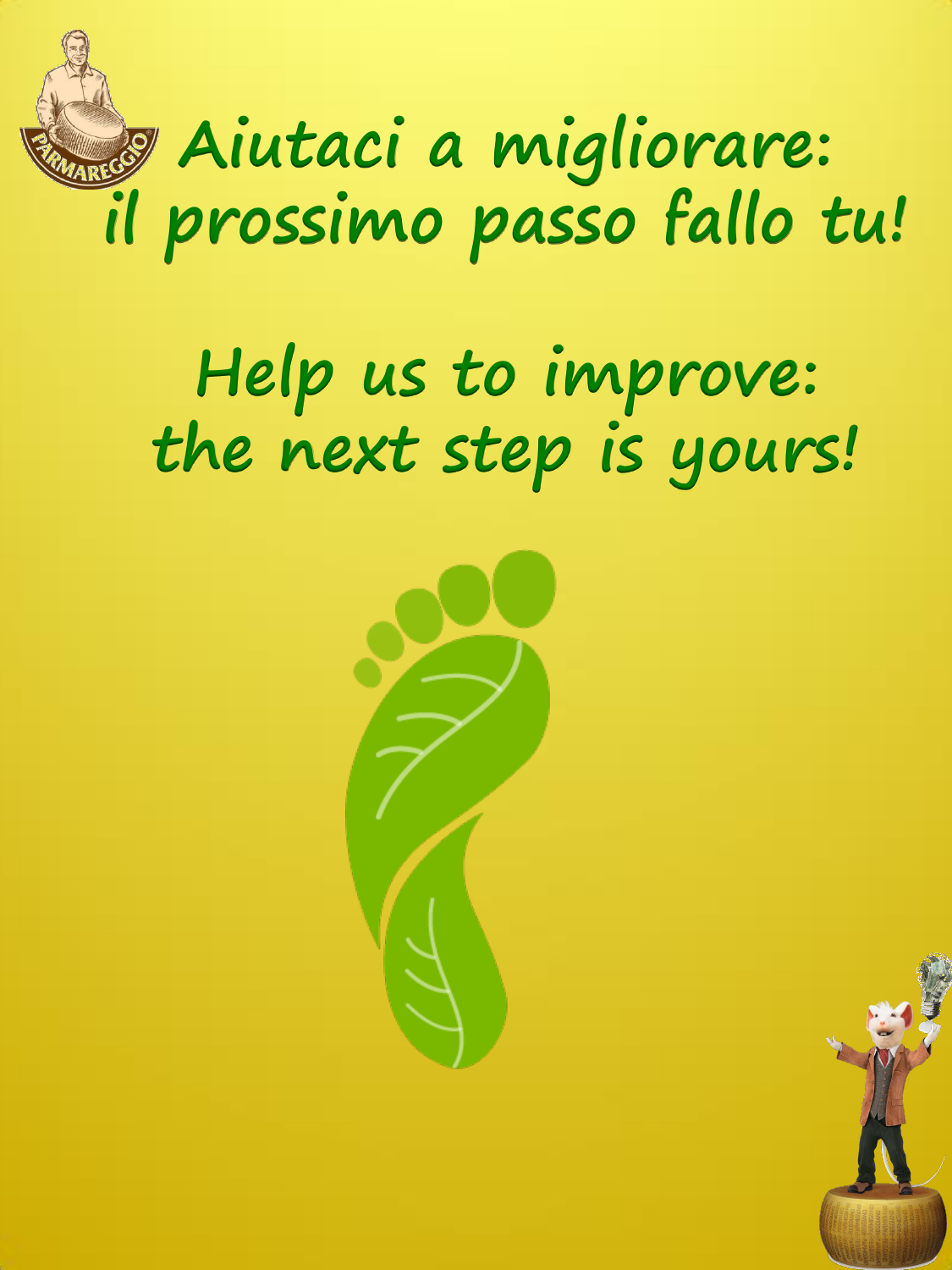# Aiutaci a migliorare: il prossimo passo fallo tu!

# Help us to improve: the next step is yours!